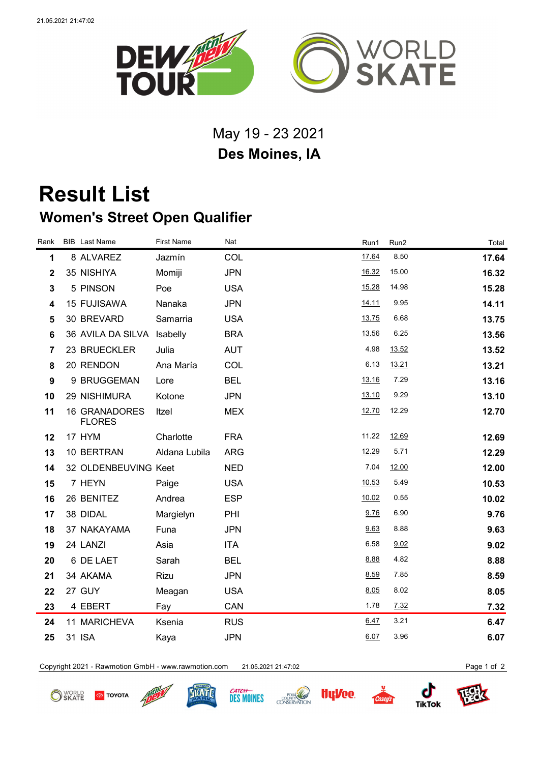May 19 - 23 2021

**Des Moines, IA**

# Result List

## Women's Street Open Qualifier

| Rank | BIB | Last Name | First Name | Nat | Run1 | Run2 | Total |
|---|---|---|---|---|---|---|---|
| 1 | 8 | ALVAREZ | Jazmín | COL | 17.64 | 8.50 | **17.64** |
| 2 | 35 | NISHIYA | Momiji | JPN | 16.32 | 15.00 | **16.32** |
| 3 | 5 | PINSON | Poe | USA | 15.28 | 14.98 | **15.28** |
| 4 | 15 | FUJISAWA | Nanaka | JPN | 14.11 | 9.95 | **14.11** |
| 5 | 30 | BREVARD | Samarria | USA | 13.75 | 6.68 | **13.75** |
| 6 | 36 | AVILA DA SILVA | Isabelly | BRA | 13.56 | 6.25 | **13.56** |
| 7 | 23 | BRUECKLER | Julia | AUT | 4.98 | 13.52 | **13.52** |
| 8 | 20 | RENDON | Ana María | COL | 6.13 | 13.21 | **13.21** |
| 9 | 9 | BRUGGEMAN | Lore | BEL | 13.16 | 7.29 | **13.16** |
| 10 | 29 | NISHIMURA | Kotone | JPN | 13.10 | 9.29 | **13.10** |
| 11 | 16 | GRANADORES FLORES | Itzel | MEX | 12.70 | 12.29 | **12.70** |
| 12 | 17 | HYM | Charlotte | FRA | 11.22 | 12.69 | **12.69** |
| 13 | 10 | BERTRAN | Aldana Lubila | ARG | 12.29 | 5.71 | **12.29** |
| 14 | 32 | OLDENBEUVING | Keet | NED | 7.04 | 12.00 | **12.00** |
| 15 | 7 | HEYN | Paige | USA | 10.53 | 5.49 | **10.53** |
| 16 | 26 | BENITEZ | Andrea | ESP | 10.02 | 0.55 | **10.02** |
| 17 | 38 | DIDAL | Margielyn | PHI | 9.76 | 6.90 | **9.76** |
| 18 | 37 | NAKAYAMA | Funa | JPN | 9.63 | 8.88 | **9.63** |
| 19 | 24 | LANZI | Asia | ITA | 6.58 | 9.02 | **9.02** |
| 20 | 6 | DE LAET | Sarah | BEL | 8.88 | 4.82 | **8.88** |
| 21 | 34 | AKAMA | Rizu | JPN | 8.59 | 7.85 | **8.59** |
| 22 | 27 | GUY | Meagan | USA | 8.05 | 8.02 | **8.05** |
| 23 | 4 | EBERT | Fay | CAN | 1.78 | 7.32 | **7.32** |
| 24 | 11 | MARICHEVA | Ksenia | RUS | 6.47 | 3.21 | **6.47** |
| 25 | 31 | ISA | Kaya | JPN | 6.07 | 3.96 | **6.07** |

Copyright 2021 - Rawmotion GmbH - www.rawmotion.com 21.05.2021 21:47:02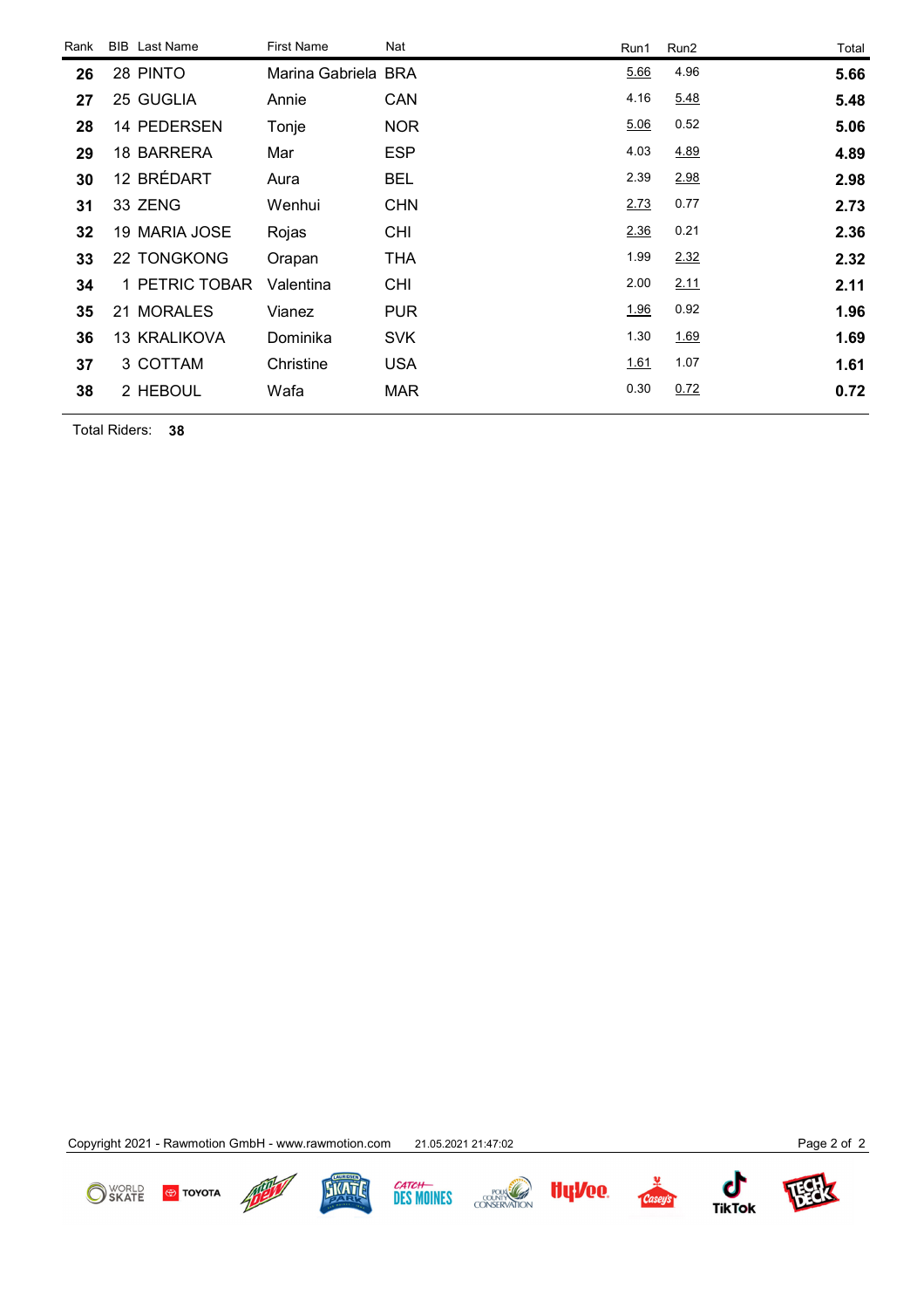| Rank | BIB | Last Name | First Name | Nat | Run1 | Run2 | Total |
|---|---|---|---|---|---|---|---|
| **26** | 28 | PINTO | Marina Gabriela | BRA | 5.66 | 4.96 | **5.66** |
| **27** | 25 | GUGLIA | Annie | CAN | 4.16 | 5.48 | **5.48** |
| **28** | 14 | PEDERSEN | Tonje | NOR | 5.06 | 0.52 | **5.06** |
| **29** | 18 | BARRERA | Mar | ESP | 4.03 | 4.89 | **4.89** |
| **30** | 12 | BRÉDART | Aura | BEL | 2.39 | 2.98 | **2.98** |
| **31** | 33 | ZENG | Wenhui | CHN | 2.73 | 0.77 | **2.73** |
| **32** | 19 | MARIA JOSE | Rojas | CHI | 2.36 | 0.21 | **2.36** |
| **33** | 22 | TONGKONG | Orapan | THA | 1.99 | 2.32 | **2.32** |
| **34** | 1 | PETRIC TOBAR | Valentina | CHI | 2.00 | 2.11 | **2.11** |
| **35** | 21 | MORALES | Vianez | PUR | 1.96 | 0.92 | **1.96** |
| **36** | 13 | KRALIKOVA | Dominika | SVK | 1.30 | 1.69 | **1.69** |
| **37** | 3 | COTTAM | Christine | USA | 1.61 | 1.07 | **1.61** |
| **38** | 2 | HEBOUL | Wafa | MAR | 0.30 | 0.72 | **0.72** |

Total Riders: **38**

Copyright 2021 - Rawmotion GmbH - www.rawmotion.com 21.05.2021 21:47:02